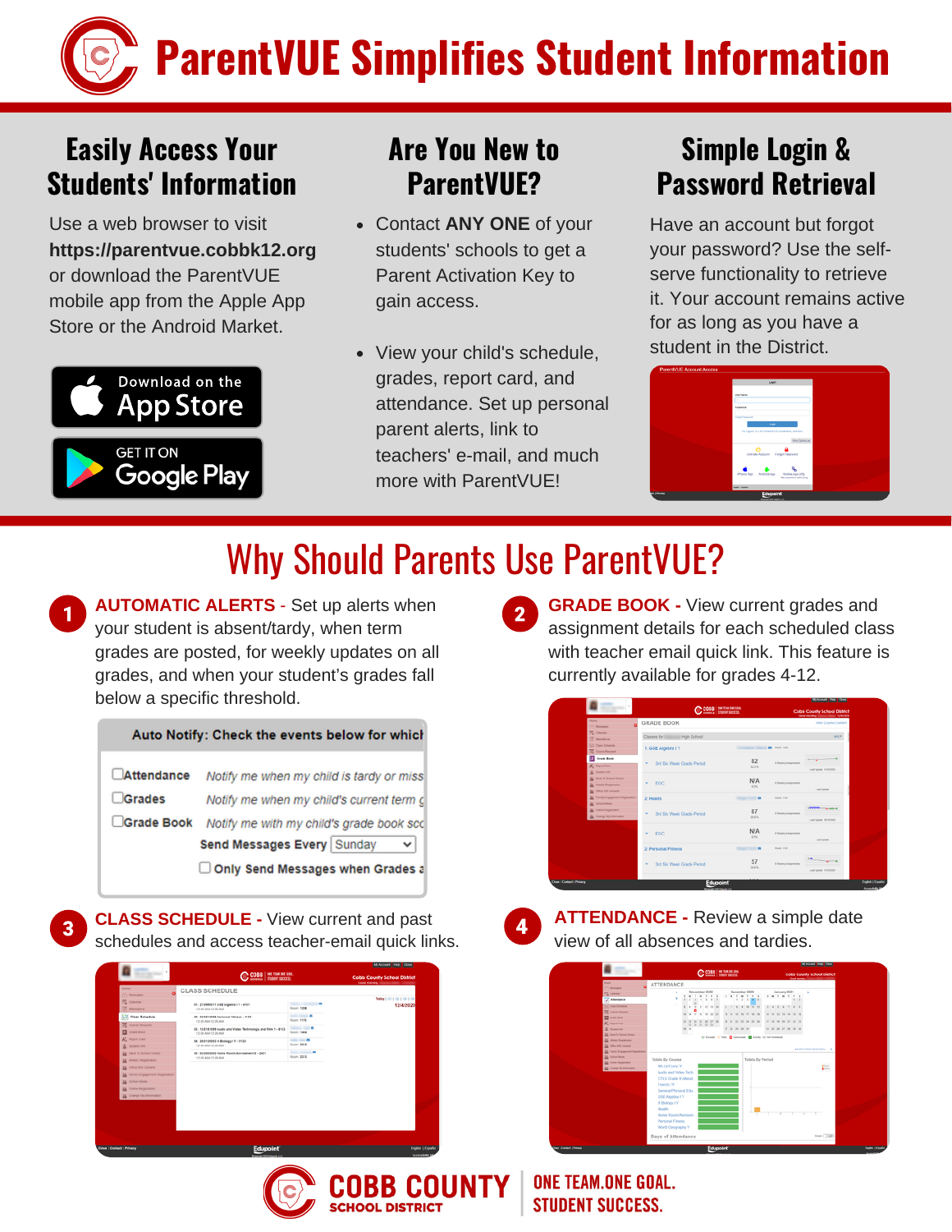# ParentVUE Simplifies Student Information

## Easily Access Your Students' Information

Use a web browser to visit **https://parentvue.cobbk12.org** or download the ParentVUE mobile app from the Apple App Store or the Android Market.

Download on the App Store

GET IT ON Google Play

## Are You New to ParentVUE?

- Contact **ANY ONE** of your students' schools to get a Parent Activation Key to gain access.
- View your child's schedule, grades, report card, and attendance. Set up personal parent alerts, link to teachers' e-mail, and much more with ParentVUE!

## Simple Login & Password Retrieval

Have an account but forgot your password? Use the self-serve functionality to retrieve it. Your account remains active for as long as you have a student in the District.

# Why Should Parents Use ParentVUE?

**1 AUTOMATIC ALERTS -** Set up alerts when your student is absent/tardy, when term grades are posted, for weekly updates on all grades, and when your student's grades fall below a specific threshold.

**Auto Notify: Check the events below for which**

- ☐ Attendance — *Notify me when my child is tardy or miss*
- ☐ Grades — *Notify me when my child's current term g*
- ☐ Grade Book — *Notify me with my child's grade book sco*

**Send Messages Every** Sunday

☐ **Only Send Messages when Grades a**

**2 GRADE BOOK -** View current grades and assignment details for each scheduled class with teacher email quick link. This feature is currently available for grades 4-12.

**3 CLASS SCHEDULE -** View current and past schedules and access teacher-email quick links.

**4 ATTENDANCE -** Review a simple date view of all absences and tardies.

COBB COUNTY SCHOOL DISTRICT

ONE TEAM. ONE GOAL. STUDENT SUCCESS.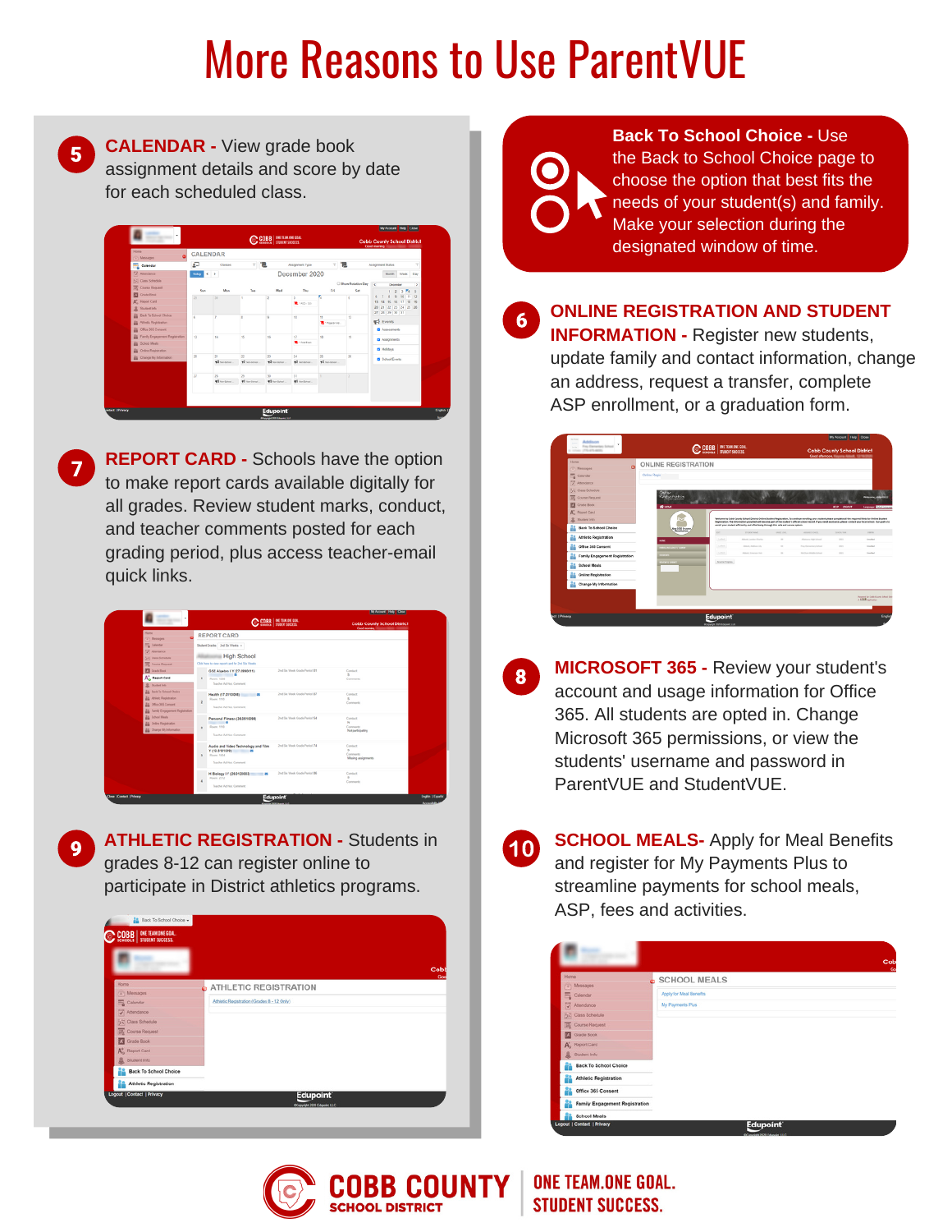# More Reasons to Use ParentVUE

**5 CALENDAR -** View grade book assignment details and score by date for each scheduled class.

**7 REPORT CARD -** Schools have the option to make report cards available digitally for all grades. Review student marks, conduct, and teacher comments posted for each grading period, plus access teacher-email quick links.

**9 ATHLETIC REGISTRATION -** Students in grades 8-12 can register online to participate in District athletics programs.

**Back To School Choice -** Use the Back to School Choice page to choose the option that best fits the needs of your student(s) and family. Make your selection during the designated window of time.

**6 ONLINE REGISTRATION AND STUDENT INFORMATION -** Register new students, update family and contact information, change an address, request a transfer, complete ASP enrollment, or a graduation form.

**8 MICROSOFT 365 -** Review your student's account and usage information for Office 365. All students are opted in. Change Microsoft 365 permissions, or view the students' username and password in ParentVUE and StudentVUE.

**10 SCHOOL MEALS-** Apply for Meal Benefits and register for My Payments Plus to streamline payments for school meals, ASP, fees and activities.

COBB COUNTY SCHOOL DISTRICT
ONE TEAM. ONE GOAL. STUDENT SUCCESS.